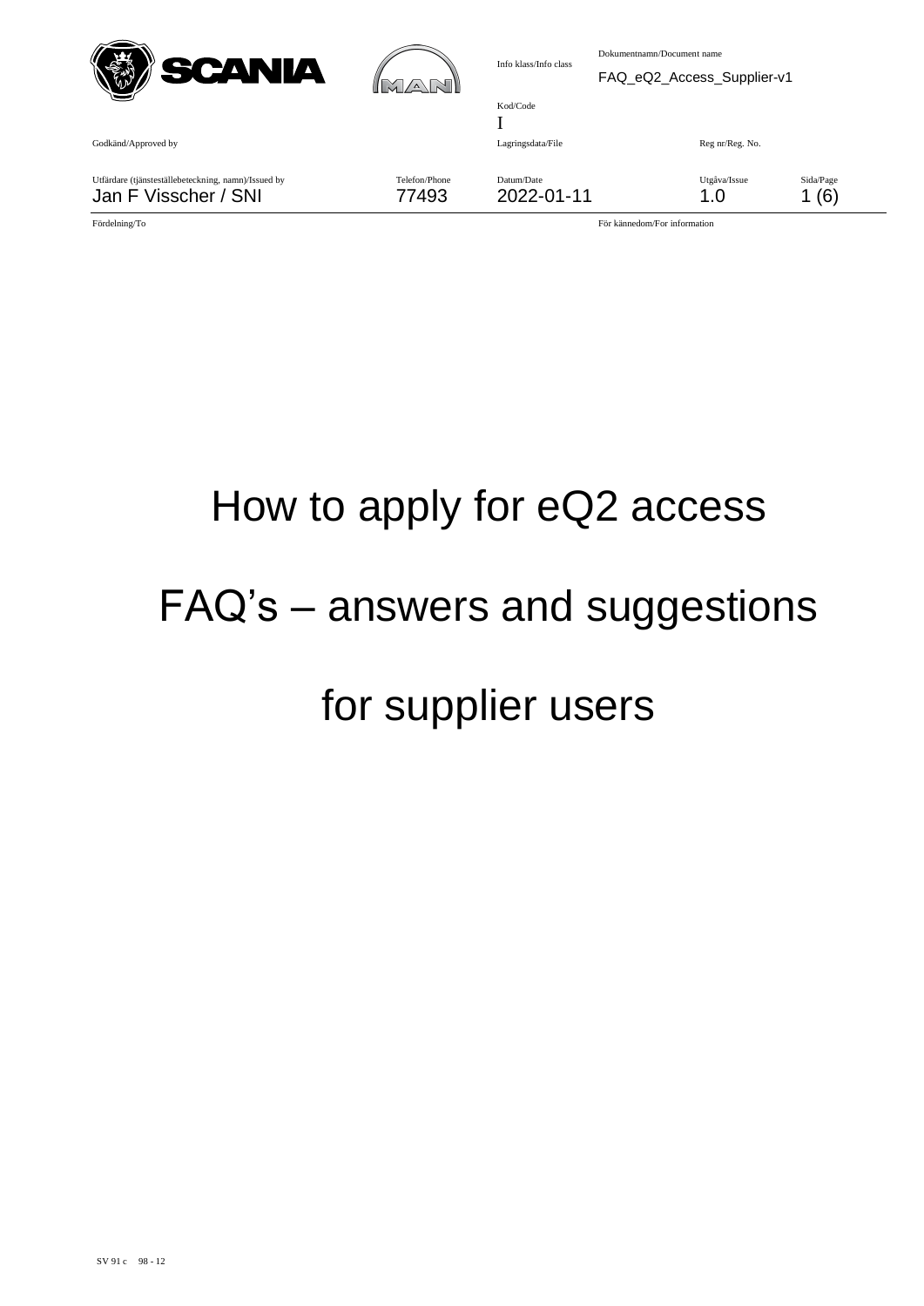| Info klass/Info class | Dokumentnamn/Document name |
| --- | --- |
| | FAQ_eQ2_Access_Supplier-v1 |

| Kod/Code |
| --- |
| I |

| Godkänd/Approved by | Lagringsdata/File | Reg nr/Reg. No. |
| --- | --- | --- |
| | | |

| Utfärdare (tjänsteställebeteckning, namn)/Issued by | Telefon/Phone | Datum/Date | Utgåva/Issue | Sida/Page |
| --- | --- | --- | --- | --- |
| Jan F Visscher / SNI | 77493 | 2022-01-11 | 1.0 | 1 (6) |

| Fördelning/To | För kännedom/For information |
| --- | --- |
| | |

# How to apply for eQ2 access

# FAQ’s – answers and suggestions

# for supplier users

SV 91 c 98 - 12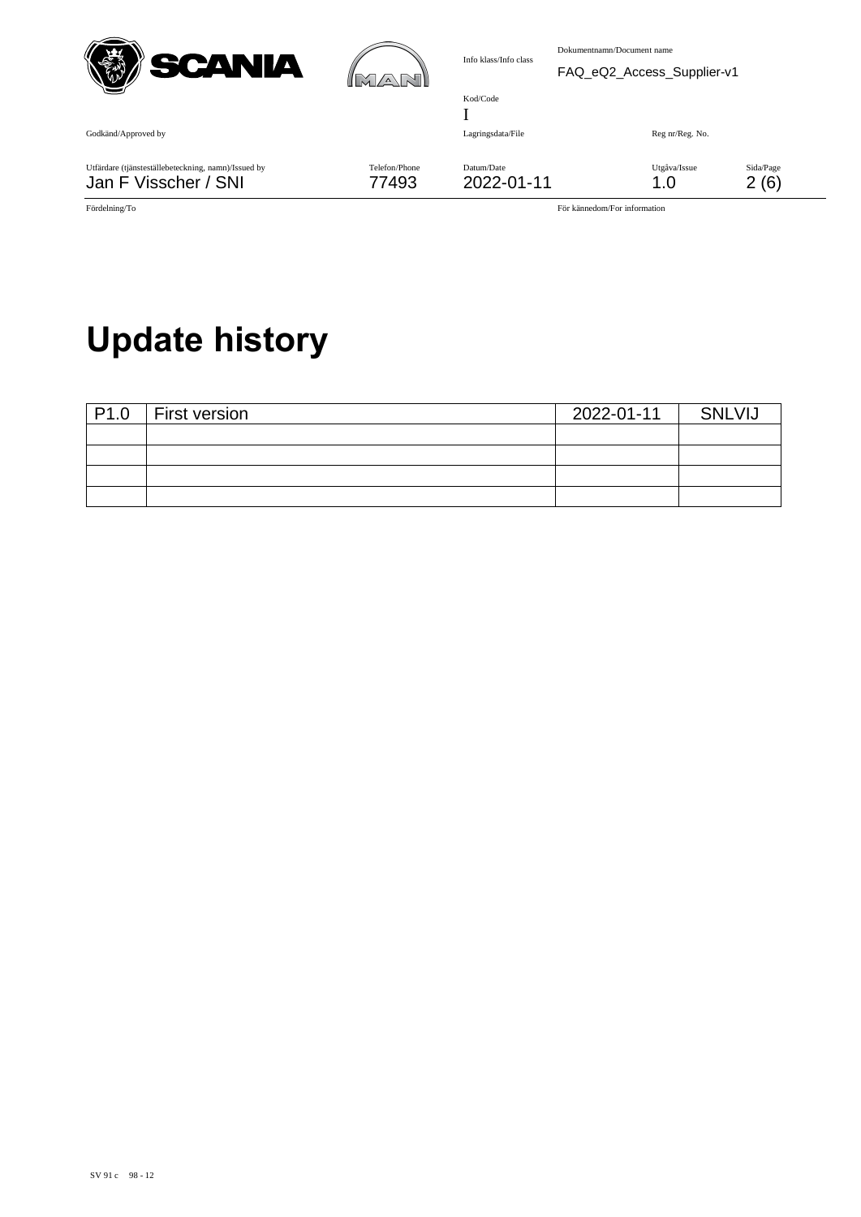# Update history

| P1.0 | First version | 2022-01-11 | SNLVIJ |
|---|---|---|---|
| | | | |
| | | | |
| | | | |
| | | | |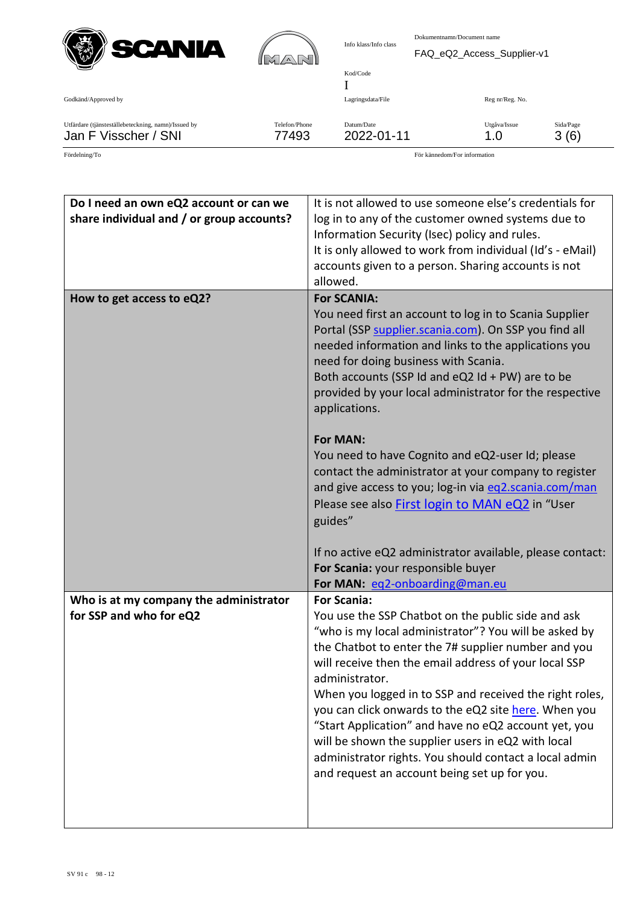| | |
|---|---|
| **Do I need an own eQ2 account or can we share individual and / or group accounts?** | It is not allowed to use someone else's credentials for log in to any of the customer owned systems due to Information Security (Isec) policy and rules.<br>It is only allowed to work from individual (Id's - eMail) accounts given to a person. Sharing accounts is not allowed. |
| **How to get access to eQ2?** | **For SCANIA:**<br>You need first an account to log in to Scania Supplier Portal (SSP supplier.scania.com). On SSP you find all needed information and links to the applications you need for doing business with Scania.<br>Both accounts (SSP Id and eQ2 Id + PW) are to be provided by your local administrator for the respective applications.<br><br>**For MAN:**<br>You need to have Cognito and eQ2-user Id; please contact the administrator at your company to register and give access to you; log-in via eq2.scania.com/man<br>Please see also First login to MAN eQ2 in "User guides"<br><br>If no active eQ2 administrator available, please contact:<br>**For Scania:** your responsible buyer<br>**For MAN:** eq2-onboarding@man.eu |
| **Who is at my company the administrator for SSP and who for eQ2** | **For Scania:**<br>You use the SSP Chatbot on the public side and ask "who is my local administrator"? You will be asked by the Chatbot to enter the 7# supplier number and you will receive then the email address of your local SSP administrator.<br>When you logged in to SSP and received the right roles, you can click onwards to the eQ2 site here. When you "Start Application" and have no eQ2 account yet, you will be shown the supplier users in eQ2 with local administrator rights. You should contact a local admin and request an account being set up for you. |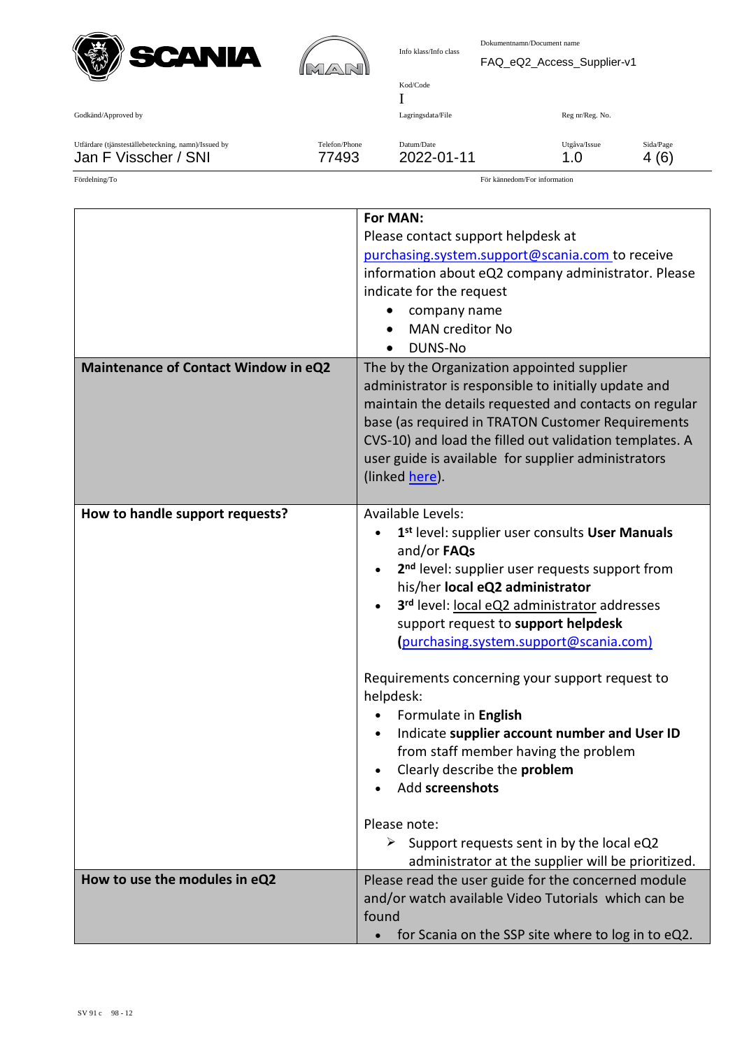| | |
|---|---|
| | **For MAN:**<br>Please contact support helpdesk at purchasing.system.support@scania.com to receive information about eQ2 company administrator. Please indicate for the request<br>• company name<br>• MAN creditor No<br>• DUNS-No |
| **Maintenance of Contact Window in eQ2** | The by the Organization appointed supplier administrator is responsible to initially update and maintain the details requested and contacts on regular base (as required in TRATON Customer Requirements CVS-10) and load the filled out validation templates. A user guide is available for supplier administrators (linked here). |
| **How to handle support requests?** | Available Levels:<br>• **1st** level: supplier user consults **User Manuals** and/or **FAQs**<br>• **2nd** level: supplier user requests support from his/her **local eQ2 administrator**<br>• **3rd** level: local eQ2 administrator addresses support request to **support helpdesk** (purchasing.system.support@scania.com)<br><br>Requirements concerning your support request to helpdesk:<br>• Formulate in **English**<br>• Indicate **supplier account number and User ID** from staff member having the problem<br>• Clearly describe the **problem**<br>• Add **screenshots**<br><br>Please note:<br>➢ Support requests sent in by the local eQ2 administrator at the supplier will be prioritized. |
| **How to use the modules in eQ2** | Please read the user guide for the concerned module and/or watch available Video Tutorials which can be found<br>• for Scania on the SSP site where to log in to eQ2. |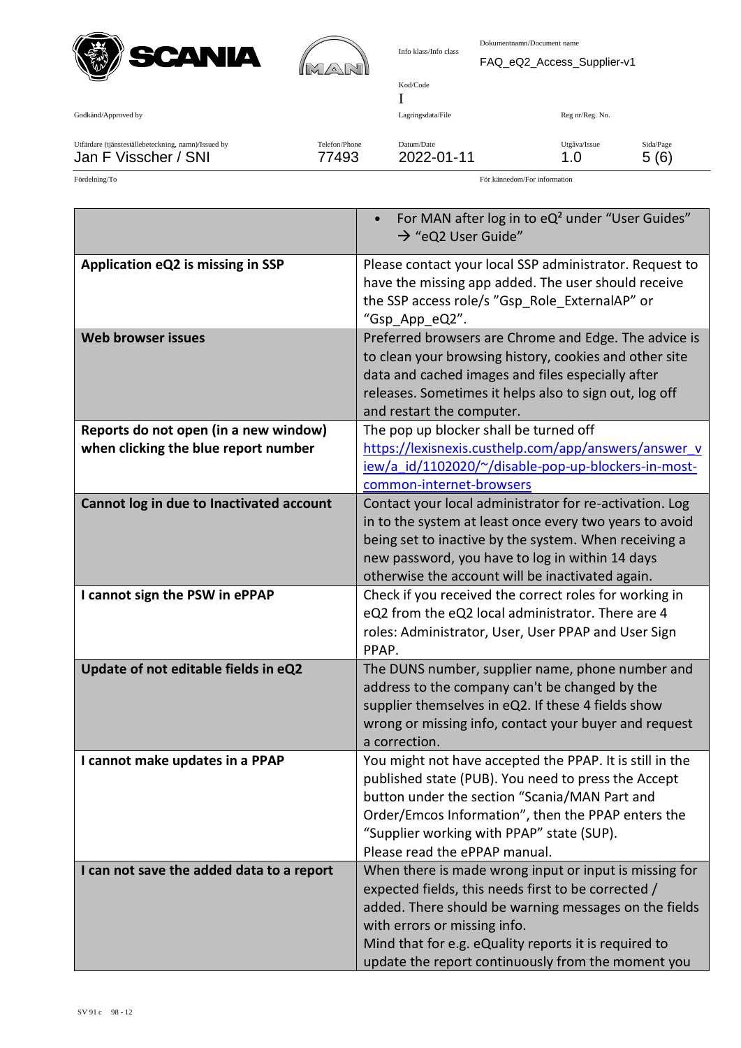| | |
|---|---|
| | • For MAN after log in to eQ² under "User Guides" → "eQ2 User Guide" |
| **Application eQ2 is missing in SSP** | Please contact your local SSP administrator. Request to have the missing app added. The user should receive the SSP access role/s "Gsp_Role_ExternalAP" or "Gsp_App_eQ2". |
| **Web browser issues** | Preferred browsers are Chrome and Edge. The advice is to clean your browsing history, cookies and other site data and cached images and files especially after releases. Sometimes it helps also to sign out, log off and restart the computer. |
| **Reports do not open (in a new window) when clicking the blue report number** | The pop up blocker shall be turned off [https://lexisnexis.custhelp.com/app/answers/answer_view/a_id/1102020/~/disable-pop-up-blockers-in-most-common-internet-browsers](https://lexisnexis.custhelp.com/app/answers/answer_view/a_id/1102020/~/disable-pop-up-blockers-in-most-common-internet-browsers) |
| **Cannot log in due to Inactivated account** | Contact your local administrator for re-activation. Log in to the system at least once every two years to avoid being set to inactive by the system. When receiving a new password, you have to log in within 14 days otherwise the account will be inactivated again. |
| **I cannot sign the PSW in ePPAP** | Check if you received the correct roles for working in eQ2 from the eQ2 local administrator. There are 4 roles: Administrator, User, User PPAP and User Sign PPAP. |
| **Update of not editable fields in eQ2** | The DUNS number, supplier name, phone number and address to the company can't be changed by the supplier themselves in eQ2. If these 4 fields show wrong or missing info, contact your buyer and request a correction. |
| **I cannot make updates in a PPAP** | You might not have accepted the PPAP. It is still in the published state (PUB). You need to press the Accept button under the section "Scania/MAN Part and Order/Emcos Information", then the PPAP enters the "Supplier working with PPAP" state (SUP).<br>Please read the ePPAP manual. |
| **I can not save the added data to a report** | When there is made wrong input or input is missing for expected fields, this needs first to be corrected / added. There should be warning messages on the fields with errors or missing info.<br>Mind that for e.g. eQuality reports it is required to update the report continuously from the moment you |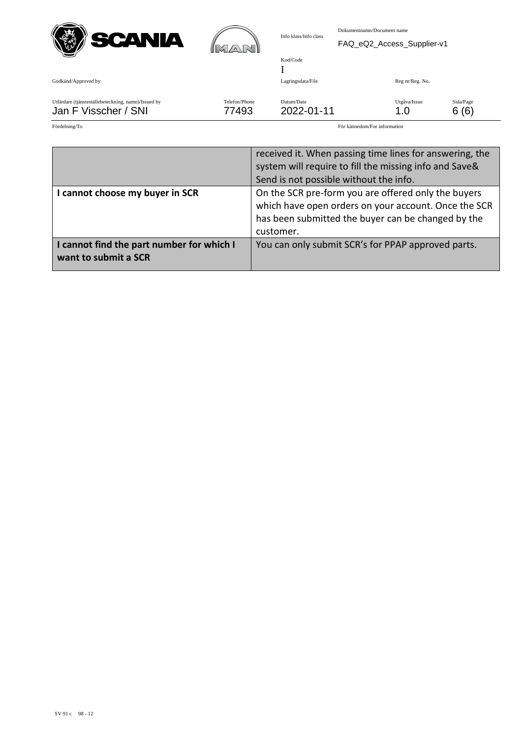| | |
|---|---|
| | received it. When passing time lines for answering, the system will require to fill the missing info and Save& Send is not possible without the info. |
| **I cannot choose my buyer in SCR** | On the SCR pre-form you are offered only the buyers which have open orders on your account. Once the SCR has been submitted the buyer can be changed by the customer. |
| **I cannot find the part number for which I want to submit a SCR** | You can only submit SCR's for PPAP approved parts. |